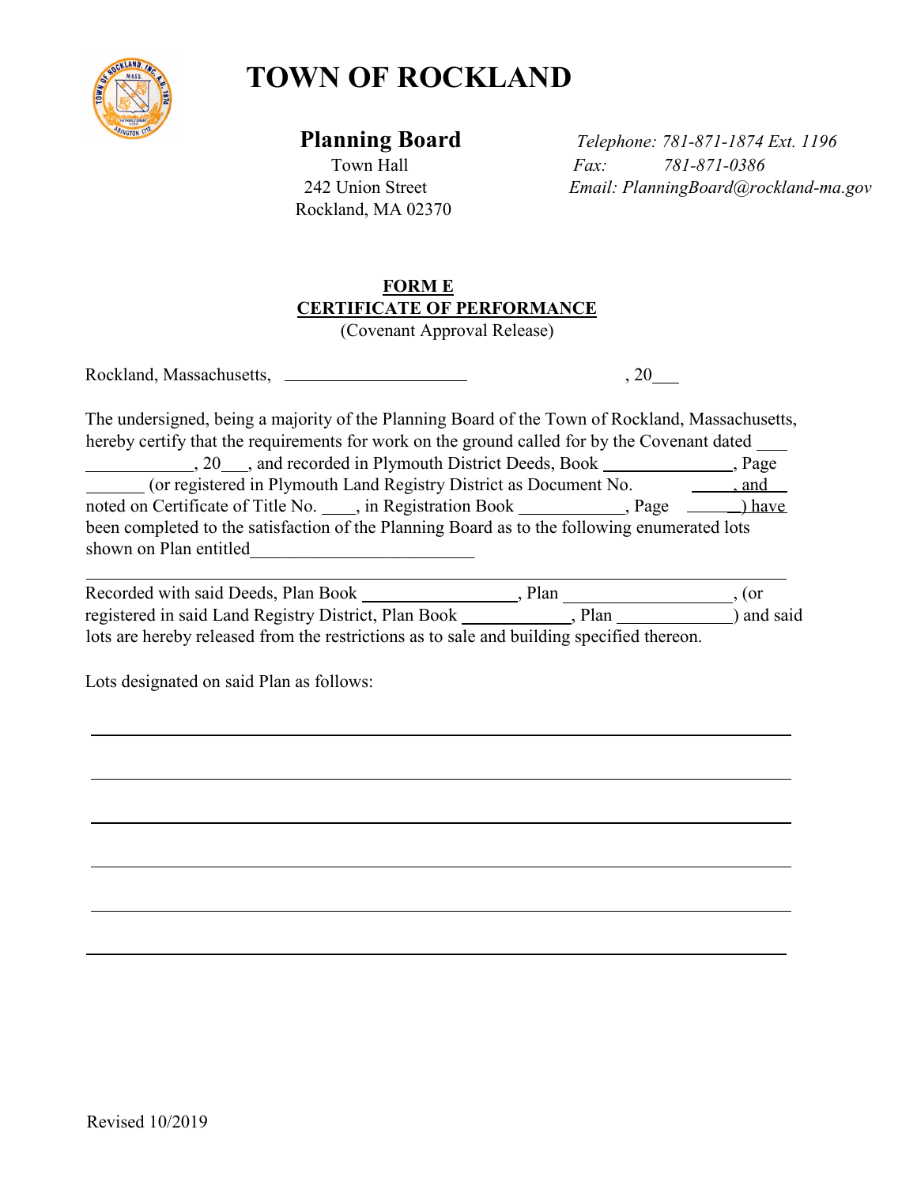# TOWN OF ROCKLAND

**Planning Board**
Town Hall
242 Union Street
Rockland, MA 02370

*Telephone: 781-871-1874 Ext. 1196*
*Fax: 781-871-0386*
*Email: PlanningBoard@rockland-ma.gov*

**FORM E**
**CERTIFICATE OF PERFORMANCE**
(Covenant Approval Release)

Rockland, Massachusetts, ____________________ , 20___

The undersigned, being a majority of the Planning Board of the Town of Rockland, Massachusetts, hereby certify that the requirements for work on the ground called for by the Covenant dated ___ ____________, 20___, and recorded in Plymouth District Deeds, Book ______________, Page _______ (or registered in Plymouth Land Registry District as Document No. _____, and noted on Certificate of Title No. ____, in Registration Book ____________, Page ______) have been completed to the satisfaction of the Planning Board as to the following enumerated lots shown on Plan entitled_________________________

_____________________________________________________________________________

Recorded with said Deeds, Plan Book _________________, Plan __________________, (or registered in said Land Registry District, Plan Book ____________, Plan _____________) and said lots are hereby released from the restrictions as to sale and building specified thereon.

Lots designated on said Plan as follows:

_____________________________________________________________________________

_____________________________________________________________________________

_____________________________________________________________________________

_____________________________________________________________________________

_____________________________________________________________________________

_____________________________________________________________________________

Revised 10/2019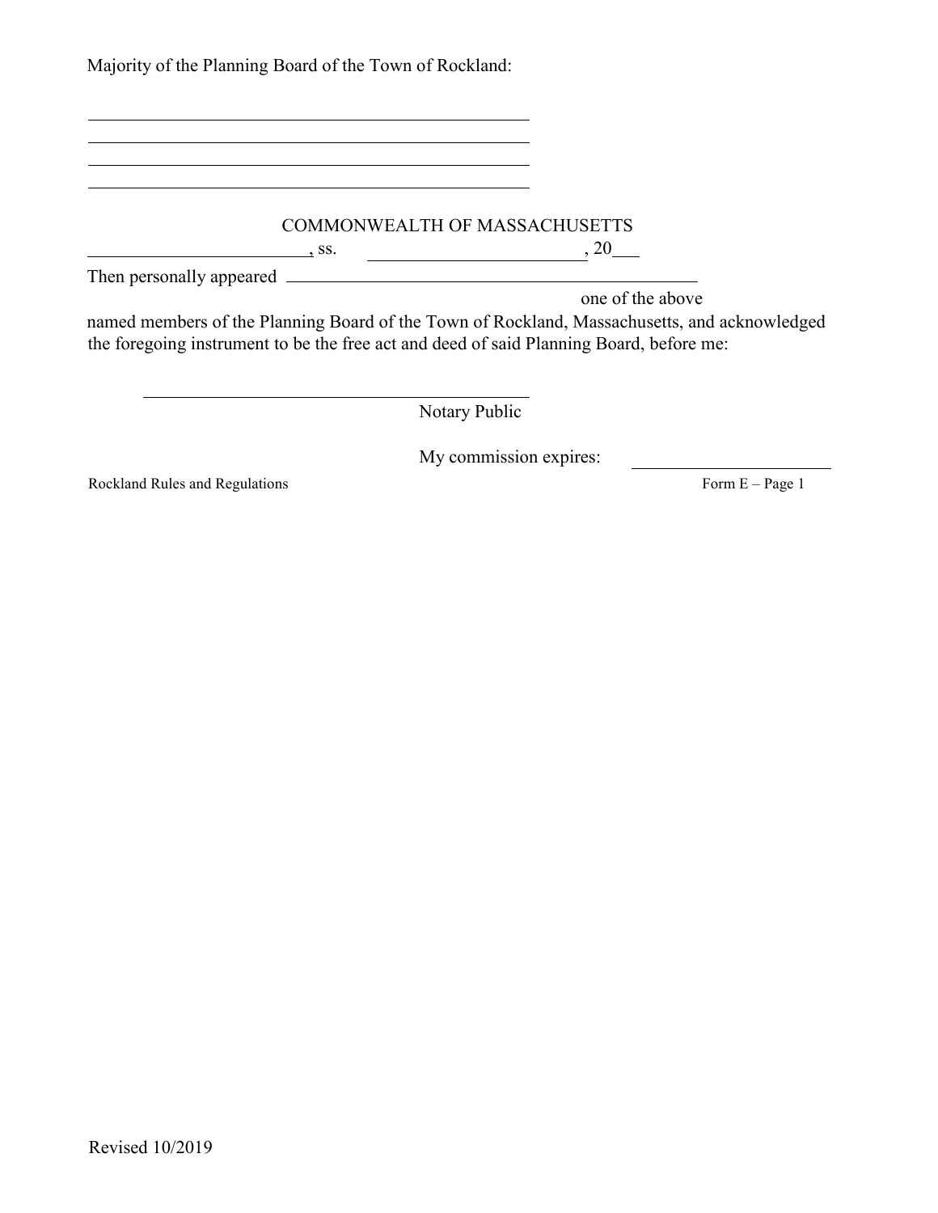Majority of the Planning Board of the Town of Rockland:

\_\_\_\_\_\_\_\_\_\_\_\_\_\_\_\_\_\_\_\_\_\_\_\_\_\_\_\_\_\_\_\_\_\_\_\_\_\_\_\_

\_\_\_\_\_\_\_\_\_\_\_\_\_\_\_\_\_\_\_\_\_\_\_\_\_\_\_\_\_\_\_\_\_\_\_\_\_\_\_\_

\_\_\_\_\_\_\_\_\_\_\_\_\_\_\_\_\_\_\_\_\_\_\_\_\_\_\_\_\_\_\_\_\_\_\_\_\_\_\_\_

\_\_\_\_\_\_\_\_\_\_\_\_\_\_\_\_\_\_\_\_\_\_\_\_\_\_\_\_\_\_\_\_\_\_\_\_\_\_\_\_

COMMONWEALTH OF MASSACHUSETTS

\_\_\_\_\_\_\_\_\_\_\_\_\_\_\_\_\_\_\_\_, ss. \_\_\_\_\_\_\_\_\_\_\_\_\_\_\_\_\_\_\_\_, 20\_\_\_

Then personally appeared \_\_\_\_\_\_\_\_\_\_\_\_\_\_\_\_\_\_\_\_\_\_\_\_\_\_\_\_\_\_\_\_\_\_\_\_\_\_\_\_ one of the above named members of the Planning Board of the Town of Rockland, Massachusetts, and acknowledged the foregoing instrument to be the free act and deed of said Planning Board, before me:

\_\_\_\_\_\_\_\_\_\_\_\_\_\_\_\_\_\_\_\_\_\_\_\_\_\_\_\_\_\_\_\_\_\_\_\_\_\_\_\_

Notary Public

My commission expires: \_\_\_\_\_\_\_\_\_\_\_\_\_\_\_\_\_\_\_\_

Rockland Rules and Regulations Form E – Page 1

Revised 10/2019